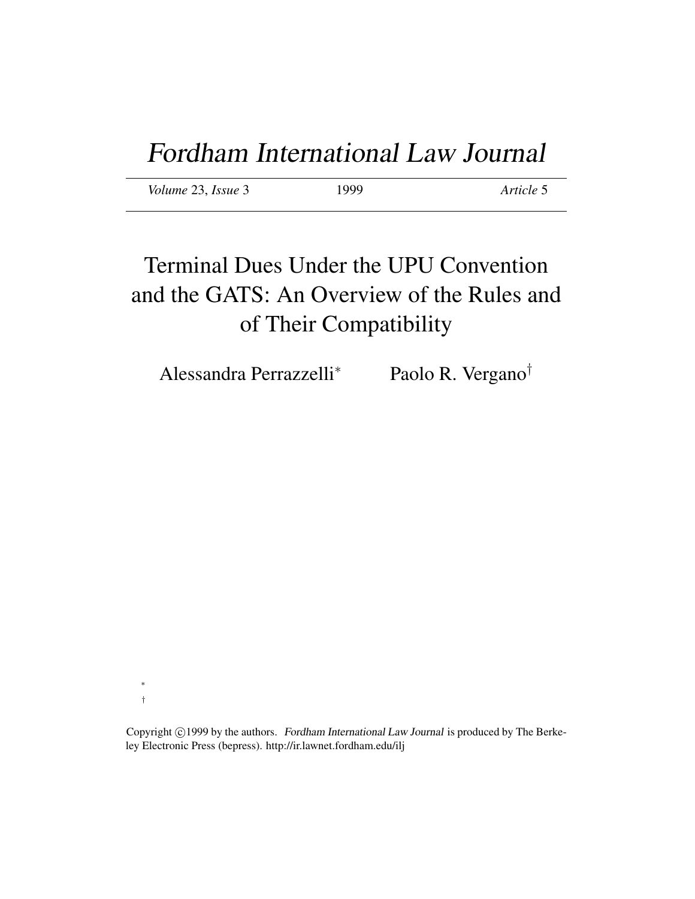# *Fordham International Law Journal*

*Volume* 23, *Issue* 3 | 1999 | *Article* 5
---|---|---

## Terminal Dues Under the UPU Convention and the GATS: An Overview of the Rules and of Their Compatibility

Alessandra Perrazzelli* Paolo R. Vergano†

*

†

Copyright ©1999 by the authors. *Fordham International Law Journal* is produced by The Berkeley Electronic Press (bepress). http://ir.lawnet.fordham.edu/ilj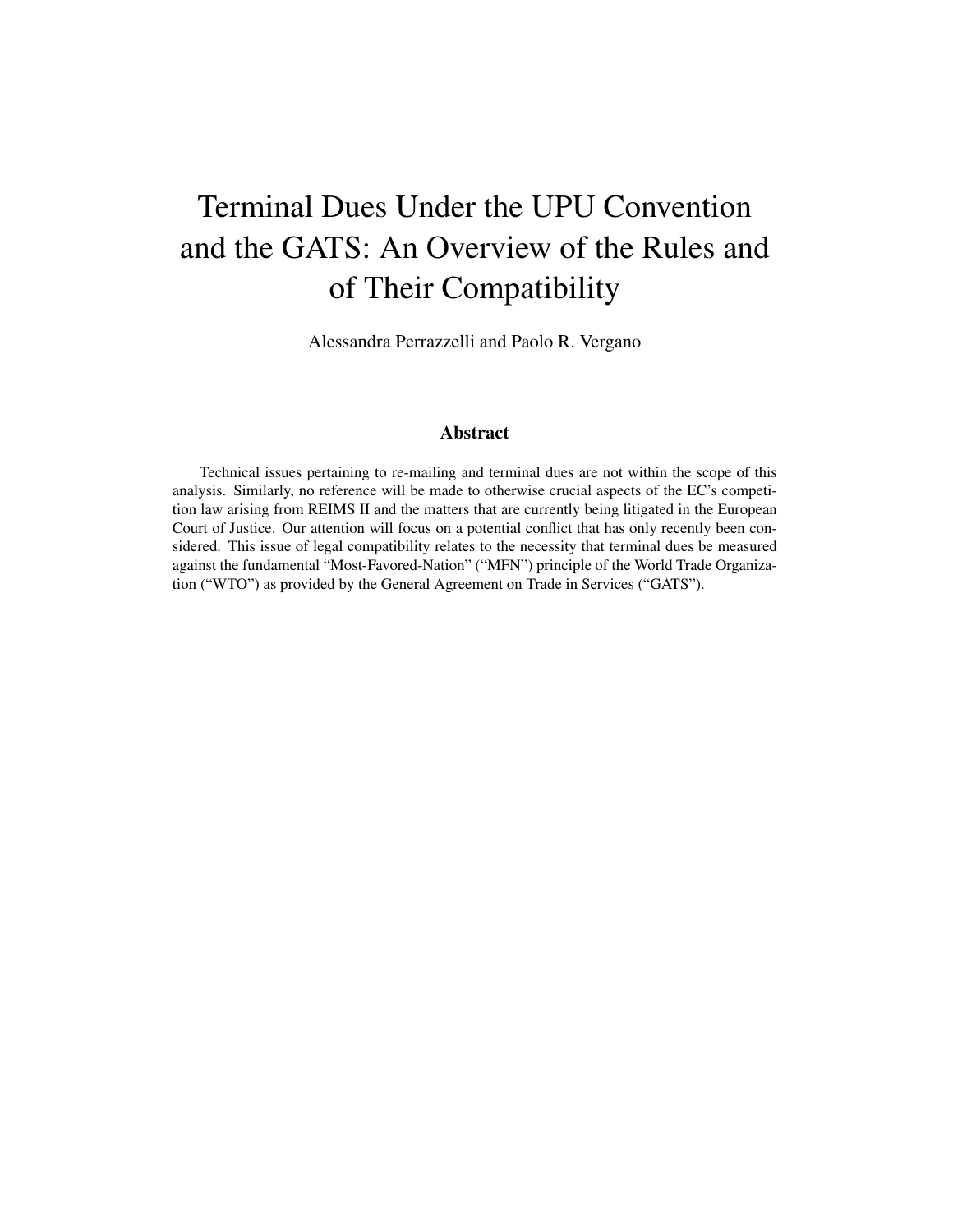# Terminal Dues Under the UPU Convention and the GATS: An Overview of the Rules and of Their Compatibility

Alessandra Perrazzelli and Paolo R. Vergano

## Abstract

Technical issues pertaining to re-mailing and terminal dues are not within the scope of this analysis. Similarly, no reference will be made to otherwise crucial aspects of the EC's competition law arising from REIMS II and the matters that are currently being litigated in the European Court of Justice. Our attention will focus on a potential conflict that has only recently been considered. This issue of legal compatibility relates to the necessity that terminal dues be measured against the fundamental "Most-Favored-Nation" ("MFN") principle of the World Trade Organization ("WTO") as provided by the General Agreement on Trade in Services ("GATS").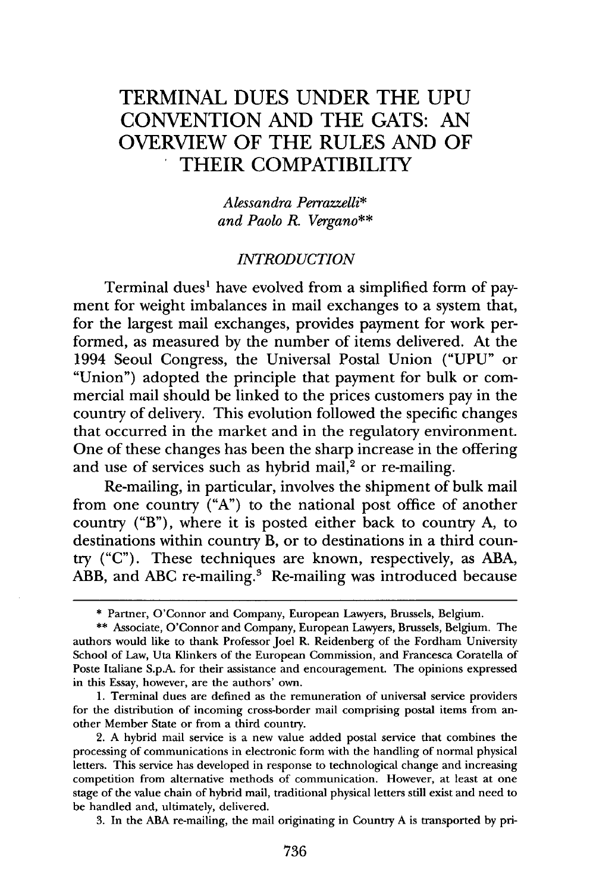# TERMINAL DUES UNDER THE UPU CONVENTION AND THE GATS: AN OVERVIEW OF THE RULES AND OF THEIR COMPATIBILITY

*Alessandra Perrazzelli\** *and Paolo R. Vergano\*\**

## INTRODUCTION

Terminal dues[1] have evolved from a simplified form of payment for weight imbalances in mail exchanges to a system that, for the largest mail exchanges, provides payment for work performed, as measured by the number of items delivered. At the 1994 Seoul Congress, the Universal Postal Union ("UPU" or "Union") adopted the principle that payment for bulk or commercial mail should be linked to the prices customers pay in the country of delivery. This evolution followed the specific changes that occurred in the market and in the regulatory environment. One of these changes has been the sharp increase in the offering and use of services such as hybrid mail,[2] or re-mailing.

Re-mailing, in particular, involves the shipment of bulk mail from one country ("A") to the national post office of another country ("B"), where it is posted either back to country A, to destinations within country B, or to destinations in a third country ("C"). These techniques are known, respectively, as ABA, ABB, and ABC re-mailing.[3] Re-mailing was introduced because

---

\* Partner, O'Connor and Company, European Lawyers, Brussels, Belgium.

\*\* Associate, O'Connor and Company, European Lawyers, Brussels, Belgium. The authors would like to thank Professor Joel R. Reidenberg of the Fordham University School of Law, Uta Klinkers of the European Commission, and Francesca Coratella of Poste Italiane S.p.A. for their assistance and encouragement. The opinions expressed in this Essay, however, are the authors' own.

1. Terminal dues are defined as the remuneration of universal service providers for the distribution of incoming cross-border mail comprising postal items from another Member State or from a third country.

2. A hybrid mail service is a new value added postal service that combines the processing of communications in electronic form with the handling of normal physical letters. This service has developed in response to technological change and increasing competition from alternative methods of communication. However, at least at one stage of the value chain of hybrid mail, traditional physical letters still exist and need to be handled and, ultimately, delivered.

3. In the ABA re-mailing, the mail originating in Country A is transported by pri-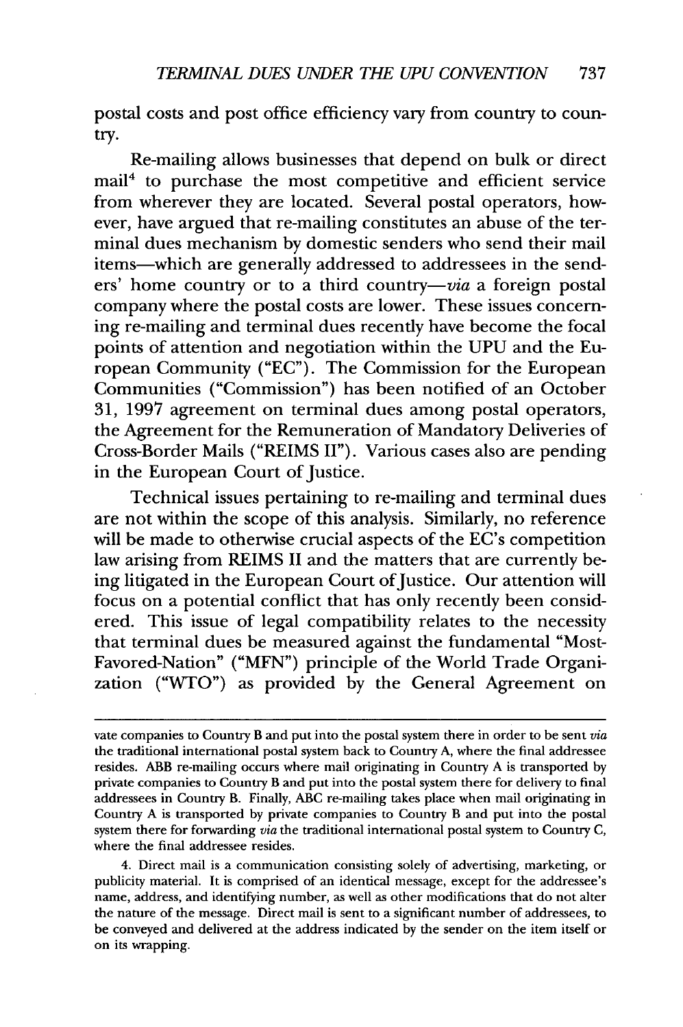postal costs and post office efficiency vary from country to country.

Re-mailing allows businesses that depend on bulk or direct mail[4] to purchase the most competitive and efficient service from wherever they are located. Several postal operators, however, have argued that re-mailing constitutes an abuse of the terminal dues mechanism by domestic senders who send their mail items—which are generally addressed to addressees in the senders' home country or to a third country—*via* a foreign postal company where the postal costs are lower. These issues concerning re-mailing and terminal dues recently have become the focal points of attention and negotiation within the UPU and the European Community ("EC"). The Commission for the European Communities ("Commission") has been notified of an October 31, 1997 agreement on terminal dues among postal operators, the Agreement for the Remuneration of Mandatory Deliveries of Cross-Border Mails ("REIMS II"). Various cases also are pending in the European Court of Justice.

Technical issues pertaining to re-mailing and terminal dues are not within the scope of this analysis. Similarly, no reference will be made to otherwise crucial aspects of the EC's competition law arising from REIMS II and the matters that are currently being litigated in the European Court of Justice. Our attention will focus on a potential conflict that has only recently been considered. This issue of legal compatibility relates to the necessity that terminal dues be measured against the fundamental "Most-Favored-Nation" ("MFN") principle of the World Trade Organization ("WTO") as provided by the General Agreement on

---

vate companies to Country B and put into the postal system there in order to be sent *via* the traditional international postal system back to Country A, where the final addressee resides. ABB re-mailing occurs where mail originating in Country A is transported by private companies to Country B and put into the postal system there for delivery to final addressees in Country B. Finally, ABC re-mailing takes place when mail originating in Country A is transported by private companies to Country B and put into the postal system there for forwarding *via* the traditional international postal system to Country C, where the final addressee resides.

4. Direct mail is a communication consisting solely of advertising, marketing, or publicity material. It is comprised of an identical message, except for the addressee's name, address, and identifying number, as well as other modifications that do not alter the nature of the message. Direct mail is sent to a significant number of addressees, to be conveyed and delivered at the address indicated by the sender on the item itself or on its wrapping.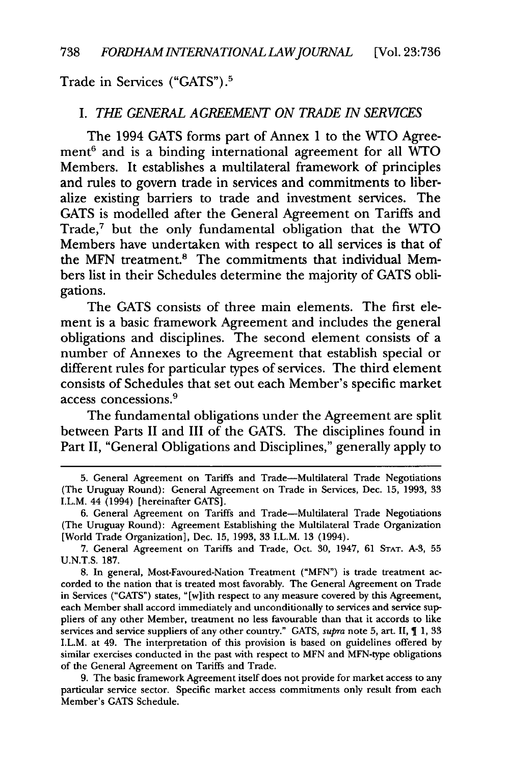Trade in Services ("GATS").[5]

## I. *THE GENERAL AGREEMENT ON TRADE IN SERVICES*

The 1994 GATS forms part of Annex 1 to the WTO Agreement[6] and is a binding international agreement for all WTO Members. It establishes a multilateral framework of principles and rules to govern trade in services and commitments to liberalize existing barriers to trade and investment services. The GATS is modelled after the General Agreement on Tariffs and Trade,[7] but the only fundamental obligation that the WTO Members have undertaken with respect to all services is that of the MFN treatment.[8] The commitments that individual Members list in their Schedules determine the majority of GATS obligations.

The GATS consists of three main elements. The first element is a basic framework Agreement and includes the general obligations and disciplines. The second element consists of a number of Annexes to the Agreement that establish special or different rules for particular types of services. The third element consists of Schedules that set out each Member's specific market access concessions.[9]

The fundamental obligations under the Agreement are split between Parts II and III of the GATS. The disciplines found in Part II, "General Obligations and Disciplines," generally apply to

---

5. General Agreement on Tariffs and Trade—Multilateral Trade Negotiations (The Uruguay Round): General Agreement on Trade in Services, Dec. 15, 1993, 33 I.L.M. 44 (1994) [hereinafter GATS].

6. General Agreement on Tariffs and Trade—Multilateral Trade Negotiations (The Uruguay Round): Agreement Establishing the Multilateral Trade Organization [World Trade Organization], Dec. 15, 1993, 33 I.L.M. 13 (1994).

7. General Agreement on Tariffs and Trade, Oct. 30, 1947, 61 STAT. A-3, 55 U.N.T.S. 187.

8. In general, Most-Favoured-Nation Treatment ("MFN") is trade treatment accorded to the nation that is treated most favorably. The General Agreement on Trade in Services ("GATS") states, "[w]ith respect to any measure covered by this Agreement, each Member shall accord immediately and unconditionally to services and service suppliers of any other Member, treatment no less favourable than that it accords to like services and service suppliers of any other country." GATS, *supra* note 5, art. II, ¶ 1, 33 I.L.M. at 49. The interpretation of this provision is based on guidelines offered by similar exercises conducted in the past with respect to MFN and MFN-type obligations of the General Agreement on Tariffs and Trade.

9. The basic framework Agreement itself does not provide for market access to any particular service sector. Specific market access commitments only result from each Member's GATS Schedule.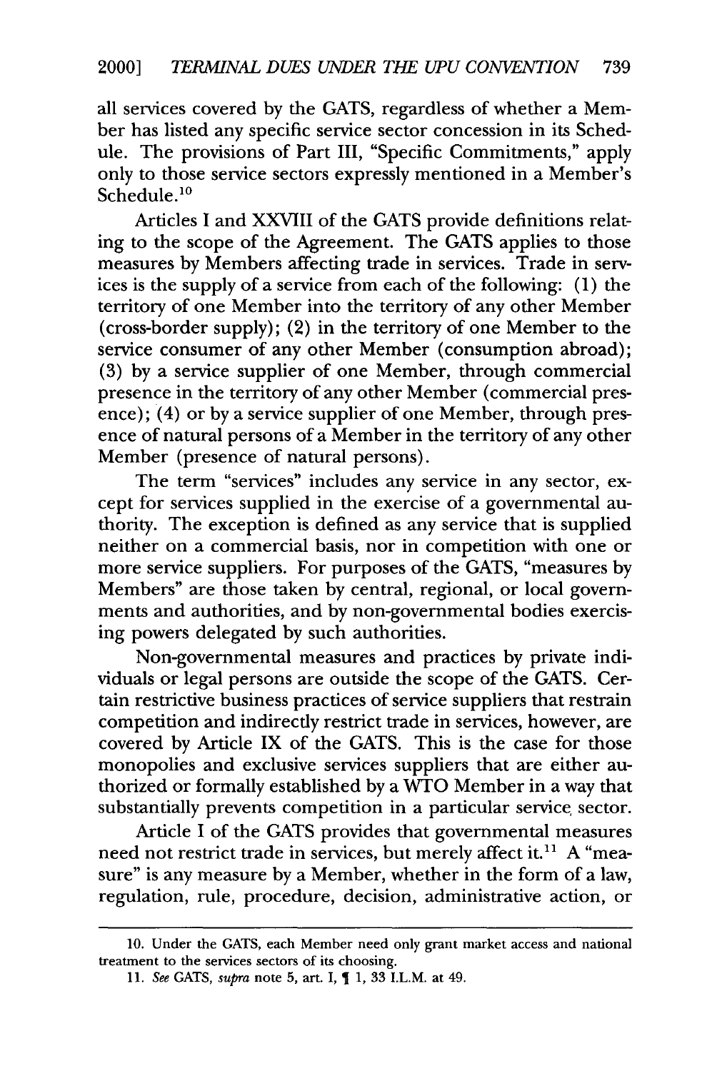all services covered by the GATS, regardless of whether a Member has listed any specific service sector concession in its Schedule. The provisions of Part III, "Specific Commitments," apply only to those service sectors expressly mentioned in a Member's Schedule.[10]

Articles I and XXVIII of the GATS provide definitions relating to the scope of the Agreement. The GATS applies to those measures by Members affecting trade in services. Trade in services is the supply of a service from each of the following: (1) the territory of one Member into the territory of any other Member (cross-border supply); (2) in the territory of one Member to the service consumer of any other Member (consumption abroad); (3) by a service supplier of one Member, through commercial presence in the territory of any other Member (commercial presence); (4) or by a service supplier of one Member, through presence of natural persons of a Member in the territory of any other Member (presence of natural persons).

The term "services" includes any service in any sector, except for services supplied in the exercise of a governmental authority. The exception is defined as any service that is supplied neither on a commercial basis, nor in competition with one or more service suppliers. For purposes of the GATS, "measures by Members" are those taken by central, regional, or local governments and authorities, and by non-governmental bodies exercising powers delegated by such authorities.

Non-governmental measures and practices by private individuals or legal persons are outside the scope of the GATS. Certain restrictive business practices of service suppliers that restrain competition and indirectly restrict trade in services, however, are covered by Article IX of the GATS. This is the case for those monopolies and exclusive services suppliers that are either authorized or formally established by a WTO Member in a way that substantially prevents competition in a particular service sector.

Article I of the GATS provides that governmental measures need not restrict trade in services, but merely affect it.[11] A "measure" is any measure by a Member, whether in the form of a law, regulation, rule, procedure, decision, administrative action, or

---

10. Under the GATS, each Member need only grant market access and national treatment to the services sectors of its choosing.

11. *See* GATS, *supra* note 5, art. I, ¶ 1, 33 I.L.M. at 49.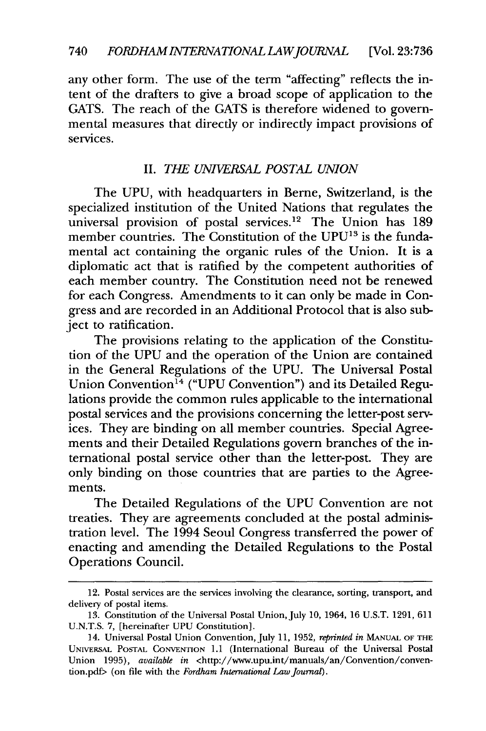any other form. The use of the term "affecting" reflects the intent of the drafters to give a broad scope of application to the GATS. The reach of the GATS is therefore widened to governmental measures that directly or indirectly impact provisions of services.

## II. *THE UNIVERSAL POSTAL UNION*

The UPU, with headquarters in Berne, Switzerland, is the specialized institution of the United Nations that regulates the universal provision of postal services.[12] The Union has 189 member countries. The Constitution of the UPU[13] is the fundamental act containing the organic rules of the Union. It is a diplomatic act that is ratified by the competent authorities of each member country. The Constitution need not be renewed for each Congress. Amendments to it can only be made in Congress and are recorded in an Additional Protocol that is also subject to ratification.

The provisions relating to the application of the Constitution of the UPU and the operation of the Union are contained in the General Regulations of the UPU. The Universal Postal Union Convention[14] ("UPU Convention") and its Detailed Regulations provide the common rules applicable to the international postal services and the provisions concerning the letter-post services. They are binding on all member countries. Special Agreements and their Detailed Regulations govern branches of the international postal service other than the letter-post. They are only binding on those countries that are parties to the Agreements.

The Detailed Regulations of the UPU Convention are not treaties. They are agreements concluded at the postal administration level. The 1994 Seoul Congress transferred the power of enacting and amending the Detailed Regulations to the Postal Operations Council.

---

12. Postal services are the services involving the clearance, sorting, transport, and delivery of postal items.

13. Constitution of the Universal Postal Union, July 10, 1964, 16 U.S.T. 1291, 611 U.N.T.S. 7, [hereinafter UPU Constitution].

14. Universal Postal Union Convention, July 11, 1952, *reprinted in* MANUAL OF THE UNIVERSAL POSTAL CONVENTION 1.1 (International Bureau of the Universal Postal Union 1995), *available in* <http://www.upu.int/manuals/an/Convention/convention.pdf> (on file with the *Fordham International Law Journal*).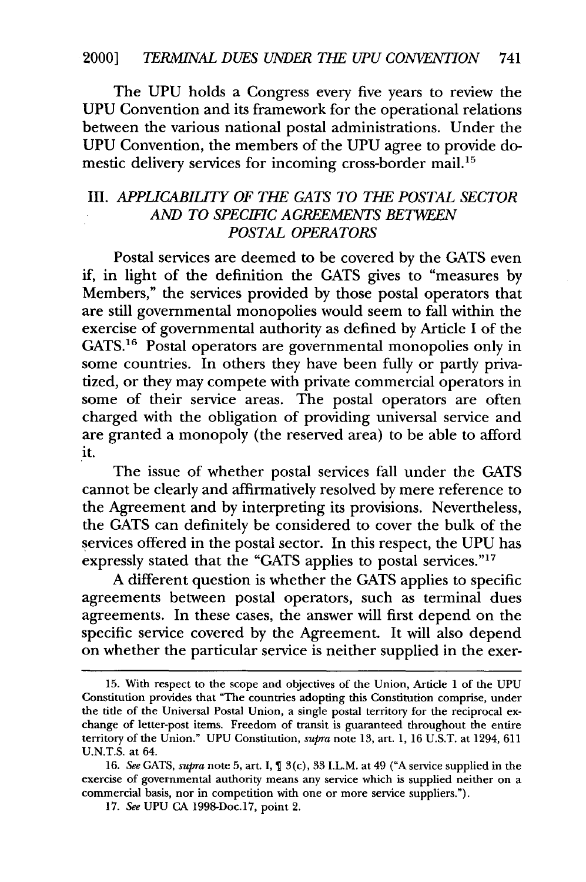The UPU holds a Congress every five years to review the UPU Convention and its framework for the operational relations between the various national postal administrations. Under the UPU Convention, the members of the UPU agree to provide domestic delivery services for incoming cross-border mail.[15]

## III. *APPLICABILITY OF THE GATS TO THE POSTAL SECTOR AND TO SPECIFIC AGREEMENTS BETWEEN POSTAL OPERATORS*

Postal services are deemed to be covered by the GATS even if, in light of the definition the GATS gives to "measures by Members," the services provided by those postal operators that are still governmental monopolies would seem to fall within the exercise of governmental authority as defined by Article I of the GATS.[16] Postal operators are governmental monopolies only in some countries. In others they have been fully or partly privatized, or they may compete with private commercial operators in some of their service areas. The postal operators are often charged with the obligation of providing universal service and are granted a monopoly (the reserved area) to be able to afford it.

The issue of whether postal services fall under the GATS cannot be clearly and affirmatively resolved by mere reference to the Agreement and by interpreting its provisions. Nevertheless, the GATS can definitely be considered to cover the bulk of the services offered in the postal sector. In this respect, the UPU has expressly stated that the "GATS applies to postal services."[17]

A different question is whether the GATS applies to specific agreements between postal operators, such as terminal dues agreements. In these cases, the answer will first depend on the specific service covered by the Agreement. It will also depend on whether the particular service is neither supplied in the exer-

---

15. With respect to the scope and objectives of the Union, Article 1 of the UPU Constitution provides that "The countries adopting this Constitution comprise, under the title of the Universal Postal Union, a single postal territory for the reciprocal exchange of letter-post items. Freedom of transit is guaranteed throughout the entire territory of the Union." UPU Constitution, *supra* note 13, art. 1, 16 U.S.T. at 1294, 611 U.N.T.S. at 64.

16. *See* GATS, *supra* note 5, art. I, ¶ 3(c), 33 I.L.M. at 49 ("A service supplied in the exercise of governmental authority means any service which is supplied neither on a commercial basis, nor in competition with one or more service suppliers.").

17. *See* UPU CA 1998-Doc.17, point 2.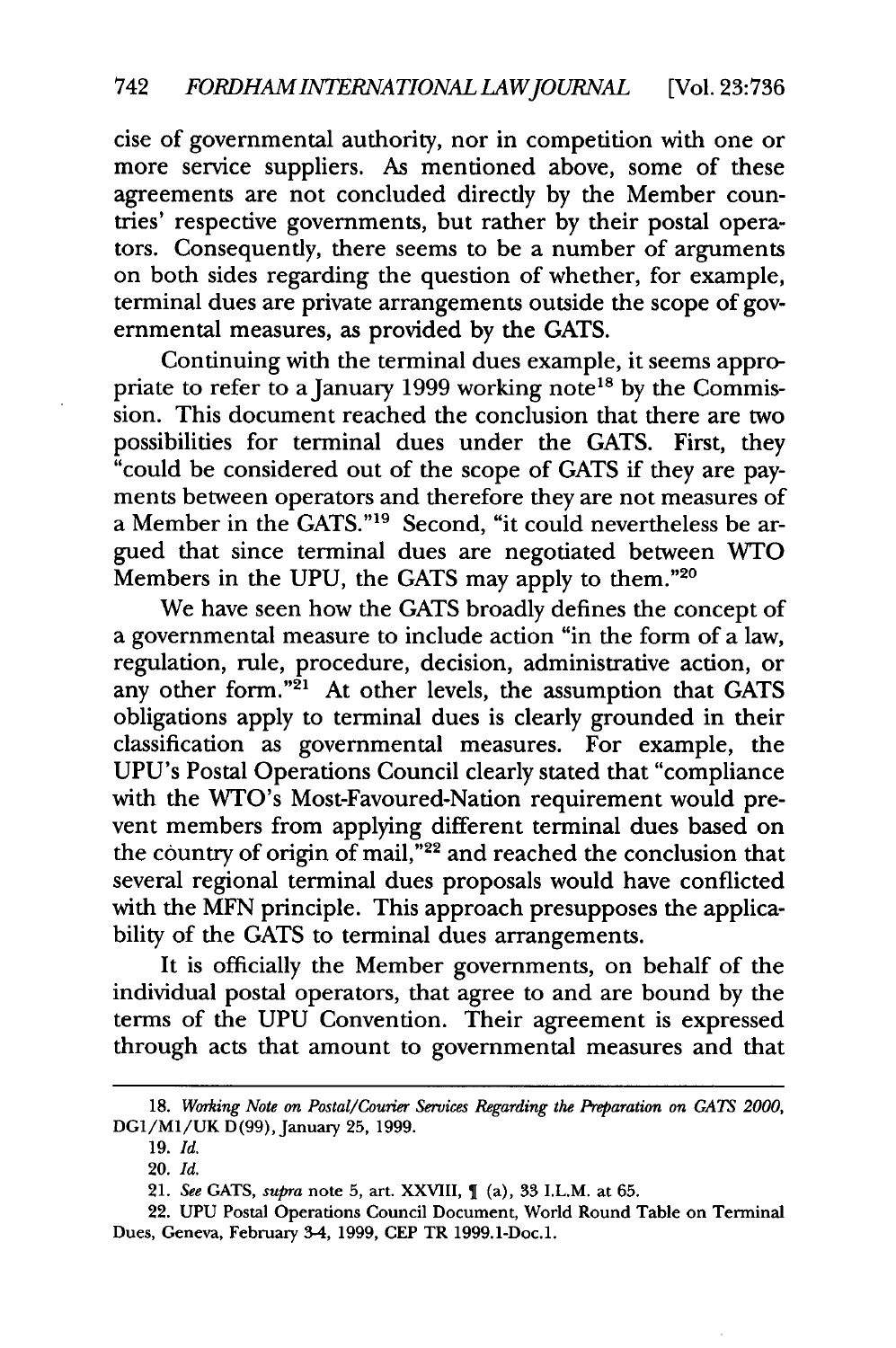cise of governmental authority, nor in competition with one or more service suppliers. As mentioned above, some of these agreements are not concluded directly by the Member countries' respective governments, but rather by their postal operators. Consequently, there seems to be a number of arguments on both sides regarding the question of whether, for example, terminal dues are private arrangements outside the scope of governmental measures, as provided by the GATS.

Continuing with the terminal dues example, it seems appropriate to refer to a January 1999 working note[18] by the Commission. This document reached the conclusion that there are two possibilities for terminal dues under the GATS. First, they "could be considered out of the scope of GATS if they are payments between operators and therefore they are not measures of a Member in the GATS."[19] Second, "it could nevertheless be argued that since terminal dues are negotiated between WTO Members in the UPU, the GATS may apply to them."[20]

We have seen how the GATS broadly defines the concept of a governmental measure to include action "in the form of a law, regulation, rule, procedure, decision, administrative action, or any other form."[21] At other levels, the assumption that GATS obligations apply to terminal dues is clearly grounded in their classification as governmental measures. For example, the UPU's Postal Operations Council clearly stated that "compliance with the WTO's Most-Favoured-Nation requirement would prevent members from applying different terminal dues based on the country of origin of mail,"[22] and reached the conclusion that several regional terminal dues proposals would have conflicted with the MFN principle. This approach presupposes the applicability of the GATS to terminal dues arrangements.

It is officially the Member governments, on behalf of the individual postal operators, that agree to and are bound by the terms of the UPU Convention. Their agreement is expressed through acts that amount to governmental measures and that

---

18. *Working Note on Postal/Courier Services Regarding the Preparation on GATS 2000*, DG1/M1/UK D(99), January 25, 1999.

19. *Id.*

20. *Id.*

21. *See* GATS, *supra* note 5, art. XXVIII, ¶ (a), 33 I.L.M. at 65.

22. UPU Postal Operations Council Document, World Round Table on Terminal Dues, Geneva, February 3-4, 1999, CEP TR 1999.1-Doc.1.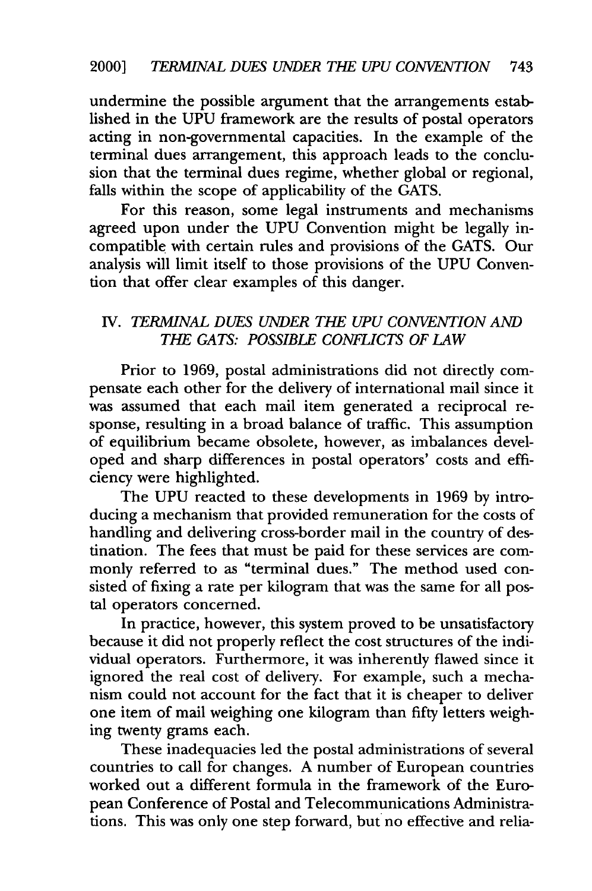undermine the possible argument that the arrangements established in the UPU framework are the results of postal operators acting in non-governmental capacities. In the example of the terminal dues arrangement, this approach leads to the conclusion that the terminal dues regime, whether global or regional, falls within the scope of applicability of the GATS.

For this reason, some legal instruments and mechanisms agreed upon under the UPU Convention might be legally incompatible with certain rules and provisions of the GATS. Our analysis will limit itself to those provisions of the UPU Convention that offer clear examples of this danger.

## IV. *TERMINAL DUES UNDER THE UPU CONVENTION AND THE GATS: POSSIBLE CONFLICTS OF LAW*

Prior to 1969, postal administrations did not directly compensate each other for the delivery of international mail since it was assumed that each mail item generated a reciprocal response, resulting in a broad balance of traffic. This assumption of equilibrium became obsolete, however, as imbalances developed and sharp differences in postal operators' costs and efficiency were highlighted.

The UPU reacted to these developments in 1969 by introducing a mechanism that provided remuneration for the costs of handling and delivering cross-border mail in the country of destination. The fees that must be paid for these services are commonly referred to as "terminal dues." The method used consisted of fixing a rate per kilogram that was the same for all postal operators concerned.

In practice, however, this system proved to be unsatisfactory because it did not properly reflect the cost structures of the individual operators. Furthermore, it was inherently flawed since it ignored the real cost of delivery. For example, such a mechanism could not account for the fact that it is cheaper to deliver one item of mail weighing one kilogram than fifty letters weighing twenty grams each.

These inadequacies led the postal administrations of several countries to call for changes. A number of European countries worked out a different formula in the framework of the European Conference of Postal and Telecommunications Administrations. This was only one step forward, but no effective and relia-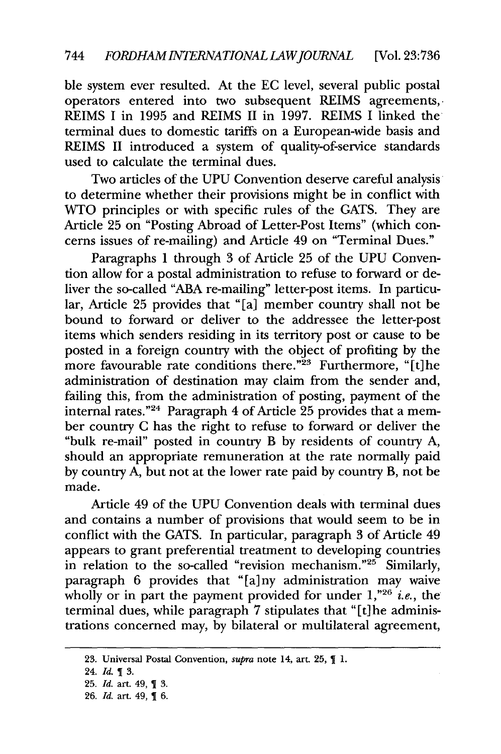ble system ever resulted. At the EC level, several public postal operators entered into two subsequent REIMS agreements, REIMS I in 1995 and REIMS II in 1997. REIMS I linked the terminal dues to domestic tariffs on a European-wide basis and REIMS II introduced a system of quality-of-service standards used to calculate the terminal dues.

Two articles of the UPU Convention deserve careful analysis to determine whether their provisions might be in conflict with WTO principles or with specific rules of the GATS. They are Article 25 on "Posting Abroad of Letter-Post Items" (which concerns issues of re-mailing) and Article 49 on "Terminal Dues."

Paragraphs 1 through 3 of Article 25 of the UPU Convention allow for a postal administration to refuse to forward or deliver the so-called "ABA re-mailing" letter-post items. In particular, Article 25 provides that "[a] member country shall not be bound to forward or deliver to the addressee the letter-post items which senders residing in its territory post or cause to be posted in a foreign country with the object of profiting by the more favourable rate conditions there."[23] Furthermore, "[t]he administration of destination may claim from the sender and, failing this, from the administration of posting, payment of the internal rates."[24] Paragraph 4 of Article 25 provides that a member country C has the right to refuse to forward or deliver the "bulk re-mail" posted in country B by residents of country A, should an appropriate remuneration at the rate normally paid by country A, but not at the lower rate paid by country B, not be made.

Article 49 of the UPU Convention deals with terminal dues and contains a number of provisions that would seem to be in conflict with the GATS. In particular, paragraph 3 of Article 49 appears to grant preferential treatment to developing countries in relation to the so-called "revision mechanism."[25] Similarly, paragraph 6 provides that "[a]ny administration may waive wholly or in part the payment provided for under 1,"[26] *i.e.*, the terminal dues, while paragraph 7 stipulates that "[t]he administrations concerned may, by bilateral or multilateral agreement,

---

23. Universal Postal Convention, *supra* note 14, art. 25, ¶ 1.

24. *Id.* ¶ 3.

25. *Id.* art. 49, ¶ 3.

26. *Id.* art. 49, ¶ 6.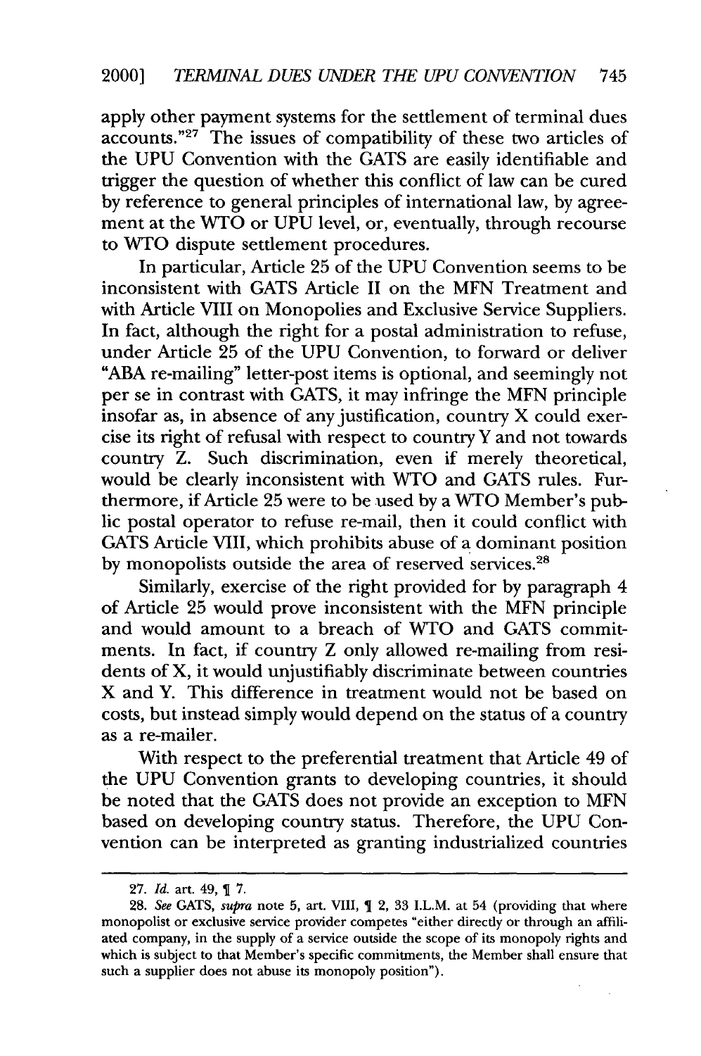apply other payment systems for the settlement of terminal dues accounts."[27] The issues of compatibility of these two articles of the UPU Convention with the GATS are easily identifiable and trigger the question of whether this conflict of law can be cured by reference to general principles of international law, by agreement at the WTO or UPU level, or, eventually, through recourse to WTO dispute settlement procedures.

In particular, Article 25 of the UPU Convention seems to be inconsistent with GATS Article II on the MFN Treatment and with Article VIII on Monopolies and Exclusive Service Suppliers. In fact, although the right for a postal administration to refuse, under Article 25 of the UPU Convention, to forward or deliver "ABA re-mailing" letter-post items is optional, and seemingly not per se in contrast with GATS, it may infringe the MFN principle insofar as, in absence of any justification, country X could exercise its right of refusal with respect to country Y and not towards country Z. Such discrimination, even if merely theoretical, would be clearly inconsistent with WTO and GATS rules. Furthermore, if Article 25 were to be used by a WTO Member's public postal operator to refuse re-mail, then it could conflict with GATS Article VIII, which prohibits abuse of a dominant position by monopolists outside the area of reserved services.[28]

Similarly, exercise of the right provided for by paragraph 4 of Article 25 would prove inconsistent with the MFN principle and would amount to a breach of WTO and GATS commitments. In fact, if country Z only allowed re-mailing from residents of X, it would unjustifiably discriminate between countries X and Y. This difference in treatment would not be based on costs, but instead simply would depend on the status of a country as a re-mailer.

With respect to the preferential treatment that Article 49 of the UPU Convention grants to developing countries, it should be noted that the GATS does not provide an exception to MFN based on developing country status. Therefore, the UPU Convention can be interpreted as granting industrialized countries

---

27. *Id.* art. 49, ¶ 7.

28. *See* GATS, *supra* note 5, art. VIII, ¶ 2, 33 I.L.M. at 54 (providing that where monopolist or exclusive service provider competes "either directly or through an affiliated company, in the supply of a service outside the scope of its monopoly rights and which is subject to that Member's specific commitments, the Member shall ensure that such a supplier does not abuse its monopoly position").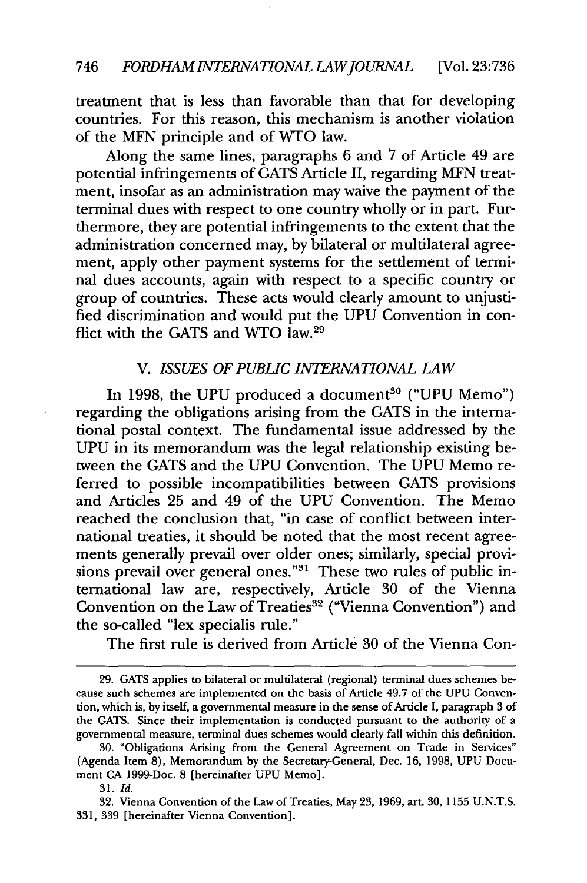treatment that is less than favorable than that for developing countries. For this reason, this mechanism is another violation of the MFN principle and of WTO law.

Along the same lines, paragraphs 6 and 7 of Article 49 are potential infringements of GATS Article II, regarding MFN treatment, insofar as an administration may waive the payment of the terminal dues with respect to one country wholly or in part. Furthermore, they are potential infringements to the extent that the administration concerned may, by bilateral or multilateral agreement, apply other payment systems for the settlement of terminal dues accounts, again with respect to a specific country or group of countries. These acts would clearly amount to unjustified discrimination and would put the UPU Convention in conflict with the GATS and WTO law.[29]

## V. *ISSUES OF PUBLIC INTERNATIONAL LAW*

In 1998, the UPU produced a document[30] ("UPU Memo") regarding the obligations arising from the GATS in the international postal context. The fundamental issue addressed by the UPU in its memorandum was the legal relationship existing between the GATS and the UPU Convention. The UPU Memo referred to possible incompatibilities between GATS provisions and Articles 25 and 49 of the UPU Convention. The Memo reached the conclusion that, "in case of conflict between international treaties, it should be noted that the most recent agreements generally prevail over older ones; similarly, special provisions prevail over general ones."[31] These two rules of public international law are, respectively, Article 30 of the Vienna Convention on the Law of Treaties[32] ("Vienna Convention") and the so-called "lex specialis rule."

The first rule is derived from Article 30 of the Vienna Con-

---

29. GATS applies to bilateral or multilateral (regional) terminal dues schemes because such schemes are implemented on the basis of Article 49.7 of the UPU Convention, which is, by itself, a governmental measure in the sense of Article I, paragraph 3 of the GATS. Since their implementation is conducted pursuant to the authority of a governmental measure, terminal dues schemes would clearly fall within this definition.

30. "Obligations Arising from the General Agreement on Trade in Services" (Agenda Item 8), Memorandum by the Secretary-General, Dec. 16, 1998, UPU Document CA 1999-Doc. 8 [hereinafter UPU Memo].

31. *Id.*

32. Vienna Convention of the Law of Treaties, May 23, 1969, art. 30, 1155 U.N.T.S. 331, 339 [hereinafter Vienna Convention].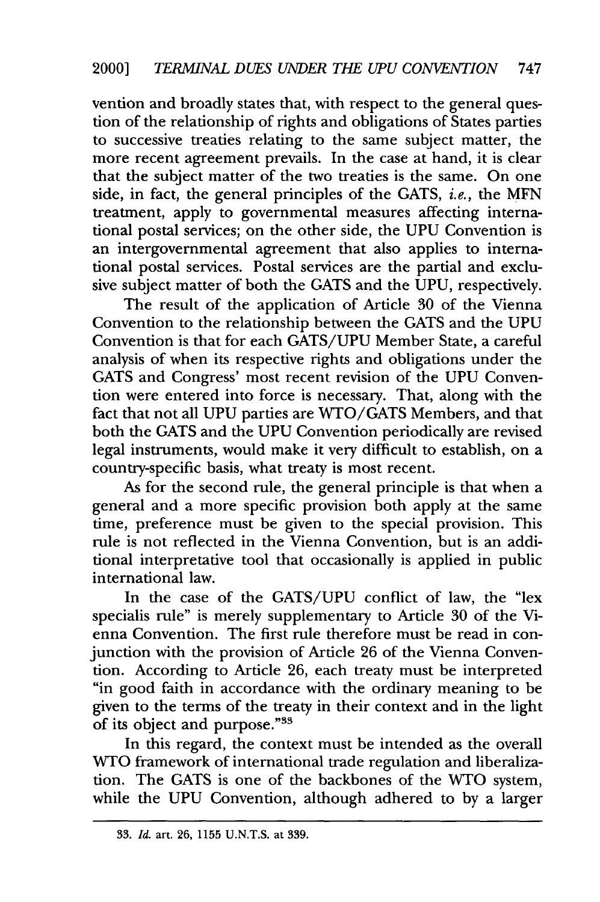vention and broadly states that, with respect to the general question of the relationship of rights and obligations of States parties to successive treaties relating to the same subject matter, the more recent agreement prevails. In the case at hand, it is clear that the subject matter of the two treaties is the same. On one side, in fact, the general principles of the GATS, *i.e.*, the MFN treatment, apply to governmental measures affecting international postal services; on the other side, the UPU Convention is an intergovernmental agreement that also applies to international postal services. Postal services are the partial and exclusive subject matter of both the GATS and the UPU, respectively.

The result of the application of Article 30 of the Vienna Convention to the relationship between the GATS and the UPU Convention is that for each GATS/UPU Member State, a careful analysis of when its respective rights and obligations under the GATS and Congress' most recent revision of the UPU Convention were entered into force is necessary. That, along with the fact that not all UPU parties are WTO/GATS Members, and that both the GATS and the UPU Convention periodically are revised legal instruments, would make it very difficult to establish, on a country-specific basis, what treaty is most recent.

As for the second rule, the general principle is that when a general and a more specific provision both apply at the same time, preference must be given to the special provision. This rule is not reflected in the Vienna Convention, but is an additional interpretative tool that occasionally is applied in public international law.

In the case of the GATS/UPU conflict of law, the "lex specialis rule" is merely supplementary to Article 30 of the Vienna Convention. The first rule therefore must be read in conjunction with the provision of Article 26 of the Vienna Convention. According to Article 26, each treaty must be interpreted "in good faith in accordance with the ordinary meaning to be given to the terms of the treaty in their context and in the light of its object and purpose."[33]

In this regard, the context must be intended as the overall WTO framework of international trade regulation and liberalization. The GATS is one of the backbones of the WTO system, while the UPU Convention, although adhered to by a larger

---

33. *Id.* art. 26, 1155 U.N.T.S. at 339.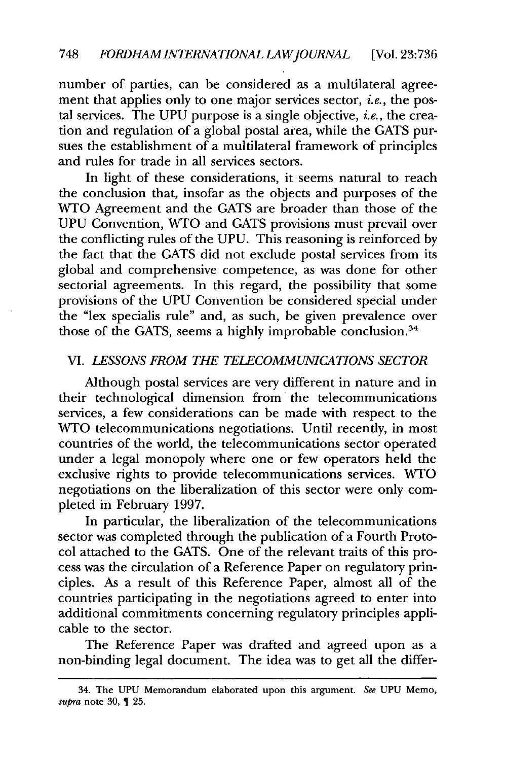number of parties, can be considered as a multilateral agreement that applies only to one major services sector, *i.e.*, the postal services. The UPU purpose is a single objective, *i.e.*, the creation and regulation of a global postal area, while the GATS pursues the establishment of a multilateral framework of principles and rules for trade in all services sectors.

In light of these considerations, it seems natural to reach the conclusion that, insofar as the objects and purposes of the WTO Agreement and the GATS are broader than those of the UPU Convention, WTO and GATS provisions must prevail over the conflicting rules of the UPU. This reasoning is reinforced by the fact that the GATS did not exclude postal services from its global and comprehensive competence, as was done for other sectorial agreements. In this regard, the possibility that some provisions of the UPU Convention be considered special under the "lex specialis rule" and, as such, be given prevalence over those of the GATS, seems a highly improbable conclusion.[34]

## VI. *LESSONS FROM THE TELECOMMUNICATIONS SECTOR*

Although postal services are very different in nature and in their technological dimension from the telecommunications services, a few considerations can be made with respect to the WTO telecommunications negotiations. Until recently, in most countries of the world, the telecommunications sector operated under a legal monopoly where one or few operators held the exclusive rights to provide telecommunications services. WTO negotiations on the liberalization of this sector were only completed in February 1997.

In particular, the liberalization of the telecommunications sector was completed through the publication of a Fourth Protocol attached to the GATS. One of the relevant traits of this process was the circulation of a Reference Paper on regulatory principles. As a result of this Reference Paper, almost all of the countries participating in the negotiations agreed to enter into additional commitments concerning regulatory principles applicable to the sector.

The Reference Paper was drafted and agreed upon as a non-binding legal document. The idea was to get all the differ-

---

34. The UPU Memorandum elaborated upon this argument. *See* UPU Memo, *supra* note 30, ¶ 25.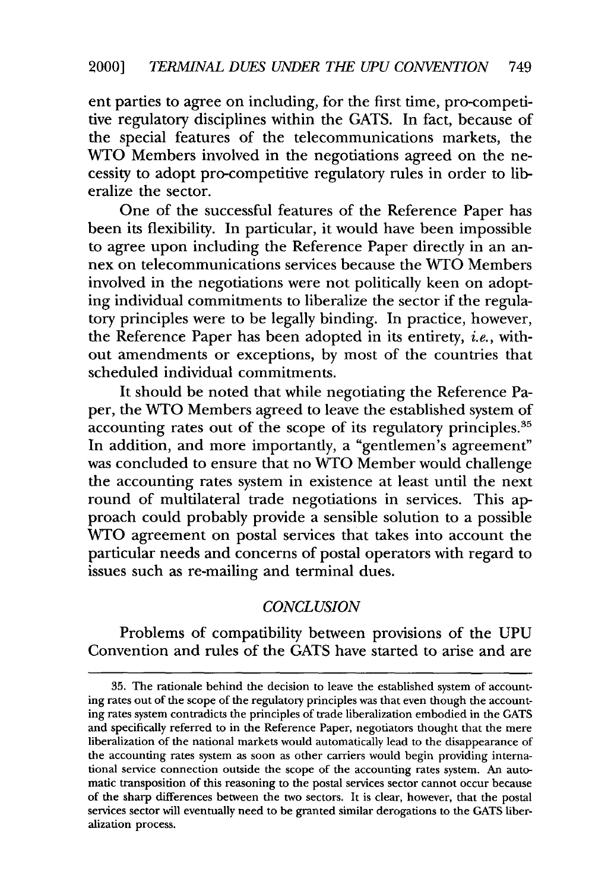ent parties to agree on including, for the first time, pro-competitive regulatory disciplines within the GATS. In fact, because of the special features of the telecommunications markets, the WTO Members involved in the negotiations agreed on the necessity to adopt pro-competitive regulatory rules in order to liberalize the sector.

One of the successful features of the Reference Paper has been its flexibility. In particular, it would have been impossible to agree upon including the Reference Paper directly in an annex on telecommunications services because the WTO Members involved in the negotiations were not politically keen on adopting individual commitments to liberalize the sector if the regulatory principles were to be legally binding. In practice, however, the Reference Paper has been adopted in its entirety, *i.e.*, without amendments or exceptions, by most of the countries that scheduled individual commitments.

It should be noted that while negotiating the Reference Paper, the WTO Members agreed to leave the established system of accounting rates out of the scope of its regulatory principles.[35] In addition, and more importantly, a "gentlemen's agreement" was concluded to ensure that no WTO Member would challenge the accounting rates system in existence at least until the next round of multilateral trade negotiations in services. This approach could probably provide a sensible solution to a possible WTO agreement on postal services that takes into account the particular needs and concerns of postal operators with regard to issues such as re-mailing and terminal dues.

## *CONCLUSION*

Problems of compatibility between provisions of the UPU Convention and rules of the GATS have started to arise and are

---

35. The rationale behind the decision to leave the established system of accounting rates out of the scope of the regulatory principles was that even though the accounting rates system contradicts the principles of trade liberalization embodied in the GATS and specifically referred to in the Reference Paper, negotiators thought that the mere liberalization of the national markets would automatically lead to the disappearance of the accounting rates system as soon as other carriers would begin providing international service connection outside the scope of the accounting rates system. An automatic transposition of this reasoning to the postal services sector cannot occur because of the sharp differences between the two sectors. It is clear, however, that the postal services sector will eventually need to be granted similar derogations to the GATS liberalization process.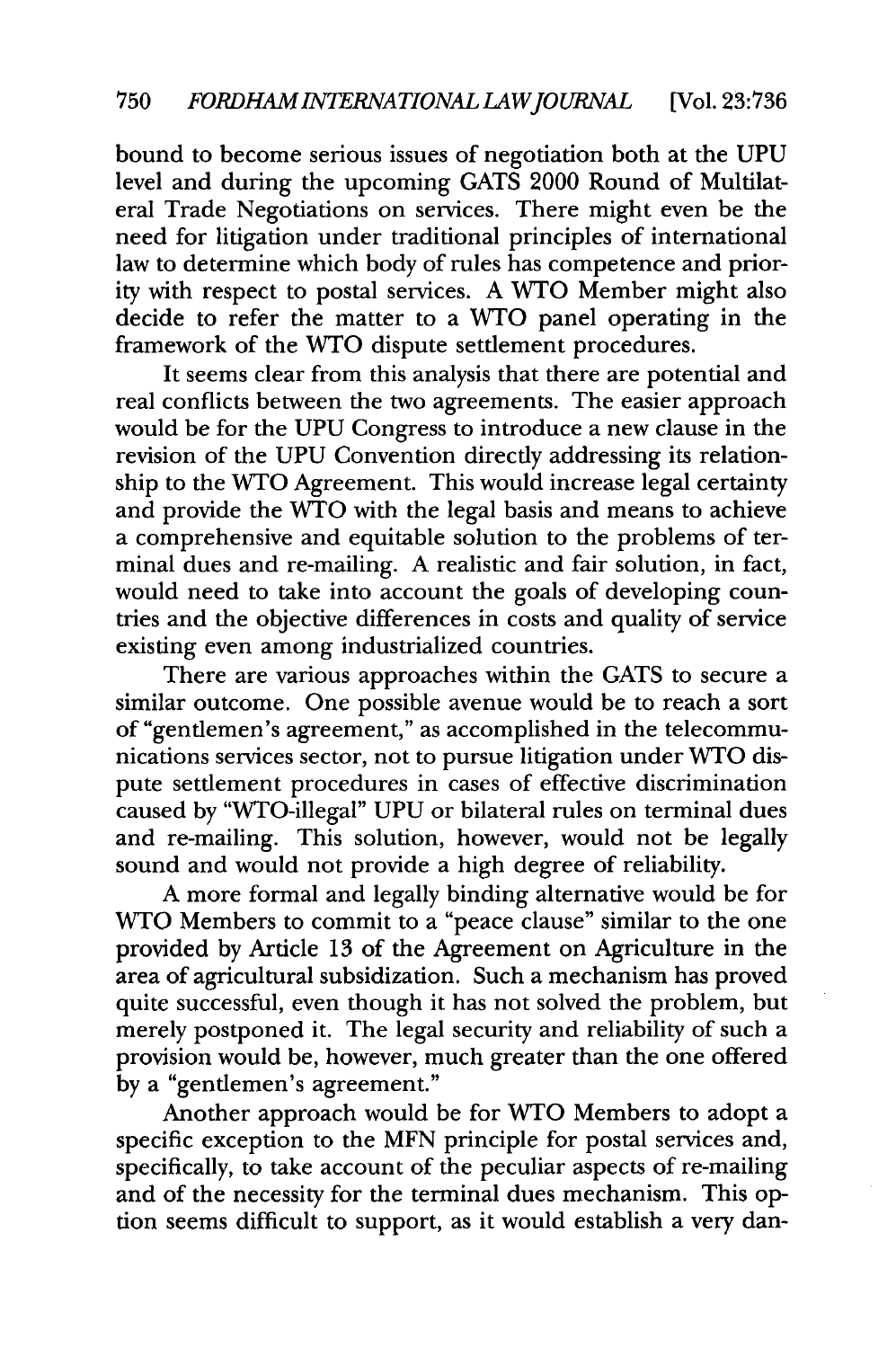bound to become serious issues of negotiation both at the UPU level and during the upcoming GATS 2000 Round of Multilateral Trade Negotiations on services. There might even be the need for litigation under traditional principles of international law to determine which body of rules has competence and priority with respect to postal services. A WTO Member might also decide to refer the matter to a WTO panel operating in the framework of the WTO dispute settlement procedures.

It seems clear from this analysis that there are potential and real conflicts between the two agreements. The easier approach would be for the UPU Congress to introduce a new clause in the revision of the UPU Convention directly addressing its relationship to the WTO Agreement. This would increase legal certainty and provide the WTO with the legal basis and means to achieve a comprehensive and equitable solution to the problems of terminal dues and re-mailing. A realistic and fair solution, in fact, would need to take into account the goals of developing countries and the objective differences in costs and quality of service existing even among industrialized countries.

There are various approaches within the GATS to secure a similar outcome. One possible avenue would be to reach a sort of "gentlemen's agreement," as accomplished in the telecommunications services sector, not to pursue litigation under WTO dispute settlement procedures in cases of effective discrimination caused by "WTO-illegal" UPU or bilateral rules on terminal dues and re-mailing. This solution, however, would not be legally sound and would not provide a high degree of reliability.

A more formal and legally binding alternative would be for WTO Members to commit to a "peace clause" similar to the one provided by Article 13 of the Agreement on Agriculture in the area of agricultural subsidization. Such a mechanism has proved quite successful, even though it has not solved the problem, but merely postponed it. The legal security and reliability of such a provision would be, however, much greater than the one offered by a "gentlemen's agreement."

Another approach would be for WTO Members to adopt a specific exception to the MFN principle for postal services and, specifically, to take account of the peculiar aspects of re-mailing and of the necessity for the terminal dues mechanism. This option seems difficult to support, as it would establish a very dan-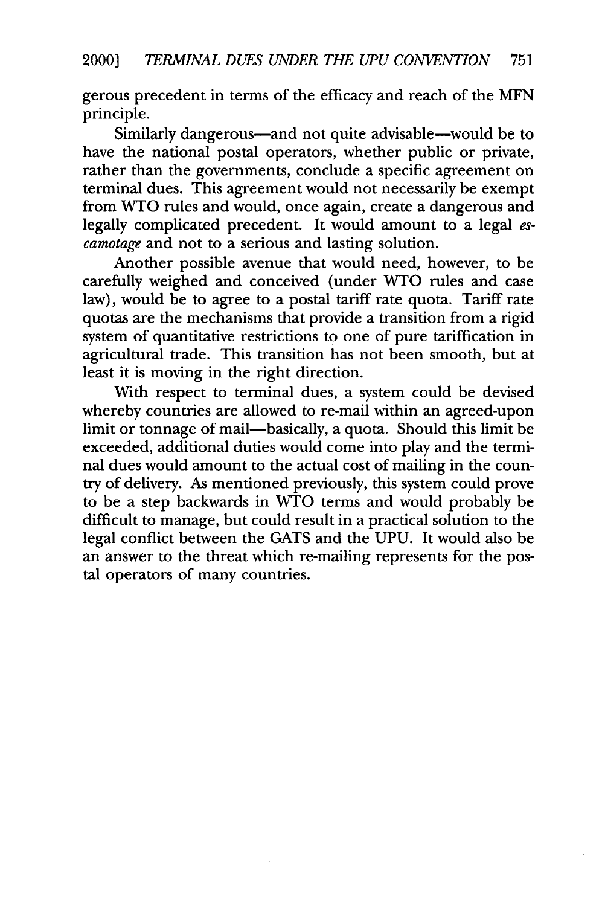gerous precedent in terms of the efficacy and reach of the MFN principle.

Similarly dangerous—and not quite advisable—would be to have the national postal operators, whether public or private, rather than the governments, conclude a specific agreement on terminal dues. This agreement would not necessarily be exempt from WTO rules and would, once again, create a dangerous and legally complicated precedent. It would amount to a legal *escamotage* and not to a serious and lasting solution.

Another possible avenue that would need, however, to be carefully weighed and conceived (under WTO rules and case law), would be to agree to a postal tariff rate quota. Tariff rate quotas are the mechanisms that provide a transition from a rigid system of quantitative restrictions to one of pure tariffication in agricultural trade. This transition has not been smooth, but at least it is moving in the right direction.

With respect to terminal dues, a system could be devised whereby countries are allowed to re-mail within an agreed-upon limit or tonnage of mail—basically, a quota. Should this limit be exceeded, additional duties would come into play and the terminal dues would amount to the actual cost of mailing in the country of delivery. As mentioned previously, this system could prove to be a step backwards in WTO terms and would probably be difficult to manage, but could result in a practical solution to the legal conflict between the GATS and the UPU. It would also be an answer to the threat which re-mailing represents for the postal operators of many countries.